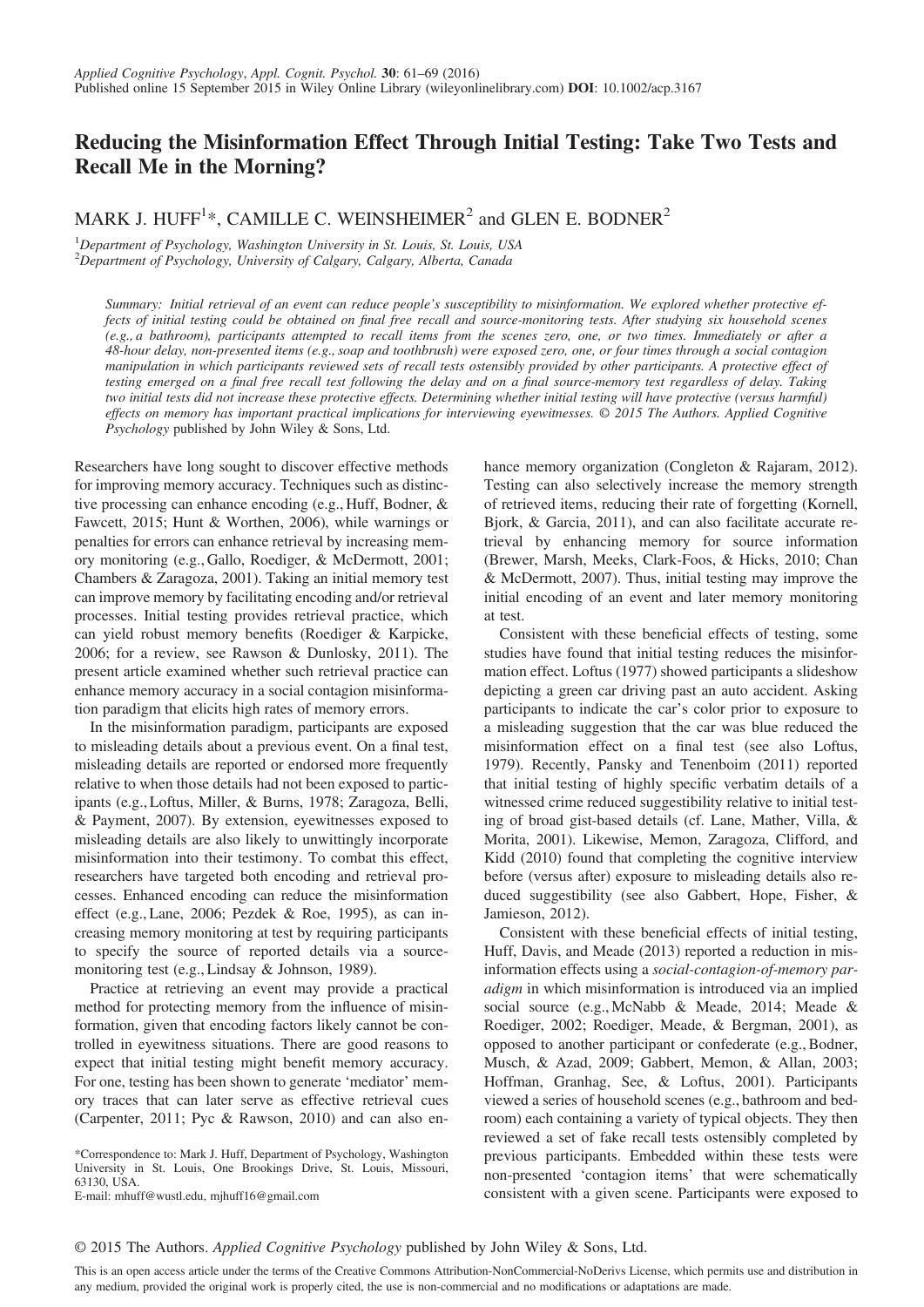# Reducing the Misinformation Effect Through Initial Testing: Take Two Tests and Recall Me in the Morning?

MARK J. HUFF[1]*, CAMILLE C. WEINSHEIMER[2] and GLEN E. BODNER[2]

[1]*Department of Psychology, Washington University in St. Louis, St. Louis, USA*
[2]*Department of Psychology, University of Calgary, Calgary, Alberta, Canada*

*Summary: Initial retrieval of an event can reduce people's susceptibility to misinformation. We explored whether protective effects of initial testing could be obtained on final free recall and source-monitoring tests. After studying six household scenes (e.g., a bathroom), participants attempted to recall items from the scenes zero, one, or two times. Immediately or after a 48-hour delay, non-presented items (e.g., soap and toothbrush) were exposed zero, one, or four times through a social contagion manipulation in which participants reviewed sets of recall tests ostensibly provided by other participants. A protective effect of testing emerged on a final free recall test following the delay and on a final source-memory test regardless of delay. Taking two initial tests did not increase these protective effects. Determining whether initial testing will have protective (versus harmful) effects on memory has important practical implications for interviewing eyewitnesses. © 2015 The Authors. Applied Cognitive Psychology published by John Wiley & Sons, Ltd.*

Researchers have long sought to discover effective methods for improving memory accuracy. Techniques such as distinctive processing can enhance encoding (e.g., Huff, Bodner, & Fawcett, 2015; Hunt & Worthen, 2006), while warnings or penalties for errors can enhance retrieval by increasing memory monitoring (e.g., Gallo, Roediger, & McDermott, 2001; Chambers & Zaragoza, 2001). Taking an initial memory test can improve memory by facilitating encoding and/or retrieval processes. Initial testing provides retrieval practice, which can yield robust memory benefits (Roediger & Karpicke, 2006; for a review, see Rawson & Dunlosky, 2011). The present article examined whether such retrieval practice can enhance memory accuracy in a social contagion misinformation paradigm that elicits high rates of memory errors.

In the misinformation paradigm, participants are exposed to misleading details about a previous event. On a final test, misleading details are reported or endorsed more frequently relative to when those details had not been exposed to participants (e.g., Loftus, Miller, & Burns, 1978; Zaragoza, Belli, & Payment, 2007). By extension, eyewitnesses exposed to misleading details are also likely to unwittingly incorporate misinformation into their testimony. To combat this effect, researchers have targeted both encoding and retrieval processes. Enhanced encoding can reduce the misinformation effect (e.g., Lane, 2006; Pezdek & Roe, 1995), as can increasing memory monitoring at test by requiring participants to specify the source of reported details via a source-monitoring test (e.g., Lindsay & Johnson, 1989).

Practice at retrieving an event may provide a practical method for protecting memory from the influence of misinformation, given that encoding factors likely cannot be controlled in eyewitness situations. There are good reasons to expect that initial testing might benefit memory accuracy. For one, testing has been shown to generate 'mediator' memory traces that can later serve as effective retrieval cues (Carpenter, 2011; Pyc & Rawson, 2010) and can also enhance memory organization (Congleton & Rajaram, 2012). Testing can also selectively increase the memory strength of retrieved items, reducing their rate of forgetting (Kornell, Bjork, & Garcia, 2011), and can also facilitate accurate retrieval by enhancing memory for source information (Brewer, Marsh, Meeks, Clark-Foos, & Hicks, 2010; Chan & McDermott, 2007). Thus, initial testing may improve the initial encoding of an event and later memory monitoring at test.

Consistent with these beneficial effects of testing, some studies have found that initial testing reduces the misinformation effect. Loftus (1977) showed participants a slideshow depicting a green car driving past an auto accident. Asking participants to indicate the car's color prior to exposure to a misleading suggestion that the car was blue reduced the misinformation effect on a final test (see also Loftus, 1979). Recently, Pansky and Tenenboim (2011) reported that initial testing of highly specific verbatim details of a witnessed crime reduced suggestibility relative to initial testing of broad gist-based details (cf. Lane, Mather, Villa, & Morita, 2001). Likewise, Memon, Zaragoza, Clifford, and Kidd (2010) found that completing the cognitive interview before (versus after) exposure to misleading details also reduced suggestibility (see also Gabbert, Hope, Fisher, & Jamieson, 2012).

Consistent with these beneficial effects of initial testing, Huff, Davis, and Meade (2013) reported a reduction in misinformation effects using a *social-contagion-of-memory paradigm* in which misinformation is introduced via an implied social source (e.g., McNabb & Meade, 2014; Meade & Roediger, 2002; Roediger, Meade, & Bergman, 2001), as opposed to another participant or confederate (e.g., Bodner, Musch, & Azad, 2009; Gabbert, Memon, & Allan, 2003; Hoffman, Granhag, See, & Loftus, 2001). Participants viewed a series of household scenes (e.g., bathroom and bedroom) each containing a variety of typical objects. They then reviewed a set of fake recall tests ostensibly completed by previous participants. Embedded within these tests were non-presented 'contagion items' that were schematically consistent with a given scene. Participants were exposed to

*Correspondence to: Mark J. Huff, Department of Psychology, Washington University in St. Louis, One Brookings Drive, St. Louis, Missouri, 63130, USA.
E-mail: mhuff@wustl.edu, mjhuff16@gmail.com

© 2015 The Authors. *Applied Cognitive Psychology* published by John Wiley & Sons, Ltd.

This is an open access article under the terms of the Creative Commons Attribution-NonCommercial-NoDerivs License, which permits use and distribution in any medium, provided the original work is properly cited, the use is non-commercial and no modifications or adaptations are made.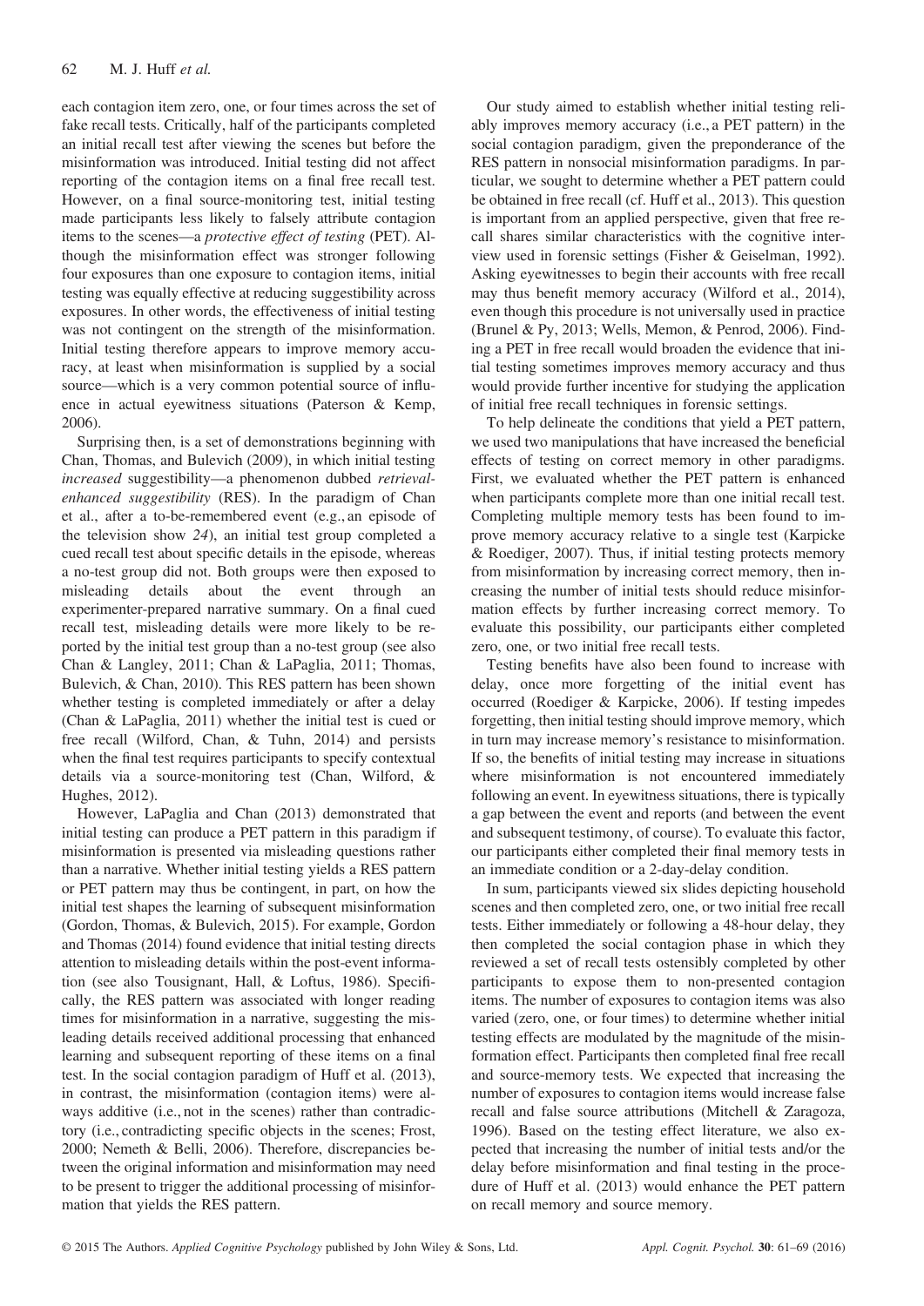each contagion item zero, one, or four times across the set of fake recall tests. Critically, half of the participants completed an initial recall test after viewing the scenes but before the misinformation was introduced. Initial testing did not affect reporting of the contagion items on a final free recall test. However, on a final source-monitoring test, initial testing made participants less likely to falsely attribute contagion items to the scenes—a *protective effect of testing* (PET). Although the misinformation effect was stronger following four exposures than one exposure to contagion items, initial testing was equally effective at reducing suggestibility across exposures. In other words, the effectiveness of initial testing was not contingent on the strength of the misinformation. Initial testing therefore appears to improve memory accuracy, at least when misinformation is supplied by a social source—which is a very common potential source of influence in actual eyewitness situations (Paterson & Kemp, 2006).

Surprising then, is a set of demonstrations beginning with Chan, Thomas, and Bulevich (2009), in which initial testing *increased* suggestibility—a phenomenon dubbed *retrieval-enhanced suggestibility* (RES). In the paradigm of Chan et al., after a to-be-remembered event (e.g., an episode of the television show *24*), an initial test group completed a cued recall test about specific details in the episode, whereas a no-test group did not. Both groups were then exposed to misleading details about the event through an experimenter-prepared narrative summary. On a final cued recall test, misleading details were more likely to be reported by the initial test group than a no-test group (see also Chan & Langley, 2011; Chan & LaPaglia, 2011; Thomas, Bulevich, & Chan, 2010). This RES pattern has been shown whether testing is completed immediately or after a delay (Chan & LaPaglia, 2011) whether the initial test is cued or free recall (Wilford, Chan, & Tuhn, 2014) and persists when the final test requires participants to specify contextual details via a source-monitoring test (Chan, Wilford, & Hughes, 2012).

However, LaPaglia and Chan (2013) demonstrated that initial testing can produce a PET pattern in this paradigm if misinformation is presented via misleading questions rather than a narrative. Whether initial testing yields a RES pattern or PET pattern may thus be contingent, in part, on how the initial test shapes the learning of subsequent misinformation (Gordon, Thomas, & Bulevich, 2015). For example, Gordon and Thomas (2014) found evidence that initial testing directs attention to misleading details within the post-event information (see also Tousignant, Hall, & Loftus, 1986). Specifically, the RES pattern was associated with longer reading times for misinformation in a narrative, suggesting the misleading details received additional processing that enhanced learning and subsequent reporting of these items on a final test. In the social contagion paradigm of Huff et al. (2013), in contrast, the misinformation (contagion items) were always additive (i.e., not in the scenes) rather than contradictory (i.e., contradicting specific objects in the scenes; Frost, 2000; Nemeth & Belli, 2006). Therefore, discrepancies between the original information and misinformation may need to be present to trigger the additional processing of misinformation that yields the RES pattern.

Our study aimed to establish whether initial testing reliably improves memory accuracy (i.e., a PET pattern) in the social contagion paradigm, given the preponderance of the RES pattern in nonsocial misinformation paradigms. In particular, we sought to determine whether a PET pattern could be obtained in free recall (cf. Huff et al., 2013). This question is important from an applied perspective, given that free recall shares similar characteristics with the cognitive interview used in forensic settings (Fisher & Geiselman, 1992). Asking eyewitnesses to begin their accounts with free recall may thus benefit memory accuracy (Wilford et al., 2014), even though this procedure is not universally used in practice (Brunel & Py, 2013; Wells, Memon, & Penrod, 2006). Finding a PET in free recall would broaden the evidence that initial testing sometimes improves memory accuracy and thus would provide further incentive for studying the application of initial free recall techniques in forensic settings.

To help delineate the conditions that yield a PET pattern, we used two manipulations that have increased the beneficial effects of testing on correct memory in other paradigms. First, we evaluated whether the PET pattern is enhanced when participants complete more than one initial recall test. Completing multiple memory tests has been found to improve memory accuracy relative to a single test (Karpicke & Roediger, 2007). Thus, if initial testing protects memory from misinformation by increasing correct memory, then increasing the number of initial tests should reduce misinformation effects by further increasing correct memory. To evaluate this possibility, our participants either completed zero, one, or two initial free recall tests.

Testing benefits have also been found to increase with delay, once more forgetting of the initial event has occurred (Roediger & Karpicke, 2006). If testing impedes forgetting, then initial testing should improve memory, which in turn may increase memory's resistance to misinformation. If so, the benefits of initial testing may increase in situations where misinformation is not encountered immediately following an event. In eyewitness situations, there is typically a gap between the event and reports (and between the event and subsequent testimony, of course). To evaluate this factor, our participants either completed their final memory tests in an immediate condition or a 2-day-delay condition.

In sum, participants viewed six slides depicting household scenes and then completed zero, one, or two initial free recall tests. Either immediately or following a 48-hour delay, they then completed the social contagion phase in which they reviewed a set of recall tests ostensibly completed by other participants to expose them to non-presented contagion items. The number of exposures to contagion items was also varied (zero, one, or four times) to determine whether initial testing effects are modulated by the magnitude of the misinformation effect. Participants then completed final free recall and source-memory tests. We expected that increasing the number of exposures to contagion items would increase false recall and false source attributions (Mitchell & Zaragoza, 1996). Based on the testing effect literature, we also expected that increasing the number of initial tests and/or the delay before misinformation and final testing in the procedure of Huff et al. (2013) would enhance the PET pattern on recall memory and source memory.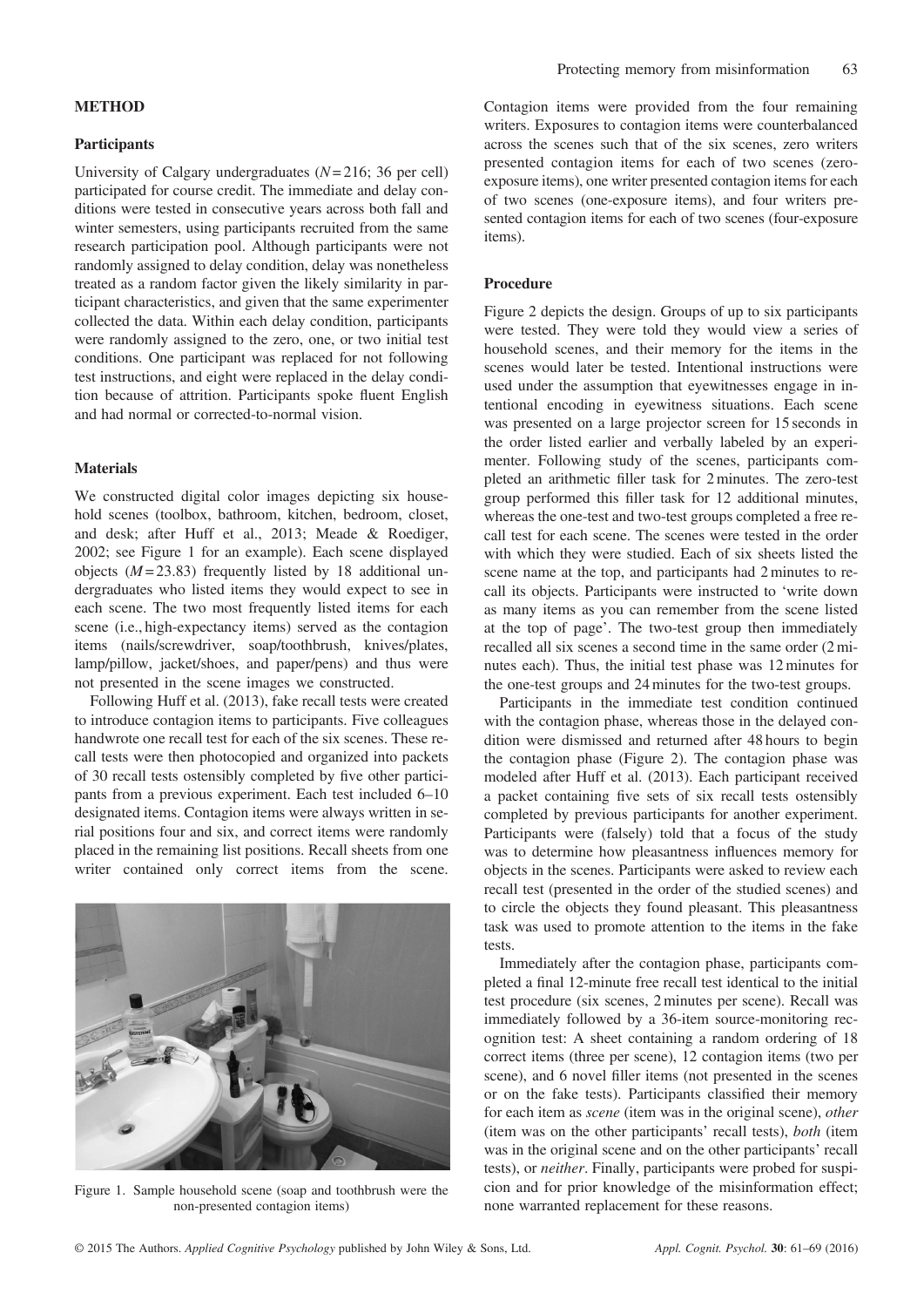## METHOD

### Participants

University of Calgary undergraduates ($N = 216$; 36 per cell) participated for course credit. The immediate and delay conditions were tested in consecutive years across both fall and winter semesters, using participants recruited from the same research participation pool. Although participants were not randomly assigned to delay condition, delay was nonetheless treated as a random factor given the likely similarity in participant characteristics, and given that the same experimenter collected the data. Within each delay condition, participants were randomly assigned to the zero, one, or two initial test conditions. One participant was replaced for not following test instructions, and eight were replaced in the delay condition because of attrition. Participants spoke fluent English and had normal or corrected-to-normal vision.

### Materials

We constructed digital color images depicting six household scenes (toolbox, bathroom, kitchen, bedroom, closet, and desk; after Huff et al., 2013; Meade & Roediger, 2002; see Figure 1 for an example). Each scene displayed objects ($M = 23.83$) frequently listed by 18 additional undergraduates who listed items they would expect to see in each scene. The two most frequently listed items for each scene (i.e., high-expectancy items) served as the contagion items (nails/screwdriver, soap/toothbrush, knives/plates, lamp/pillow, jacket/shoes, and paper/pens) and thus were not presented in the scene images we constructed.

Following Huff et al. (2013), fake recall tests were created to introduce contagion items to participants. Five colleagues handwrote one recall test for each of the six scenes. These recall tests were then photocopied and organized into packets of 30 recall tests ostensibly completed by five other participants from a previous experiment. Each test included 6–10 designated items. Contagion items were always written in serial positions four and six, and correct items were randomly placed in the remaining list positions. Recall sheets from one writer contained only correct items from the scene.

Figure 1. Sample household scene (soap and toothbrush were the non-presented contagion items)

Contagion items were provided from the four remaining writers. Exposures to contagion items were counterbalanced across the scenes such that of the six scenes, zero writers presented contagion items for each of two scenes (zero-exposure items), one writer presented contagion items for each of two scenes (one-exposure items), and four writers presented contagion items for each of two scenes (four-exposure items).

### Procedure

Figure 2 depicts the design. Groups of up to six participants were tested. They were told they would view a series of household scenes, and their memory for the items in the scenes would later be tested. Intentional instructions were used under the assumption that eyewitnesses engage in intentional encoding in eyewitness situations. Each scene was presented on a large projector screen for 15 seconds in the order listed earlier and verbally labeled by an experimenter. Following study of the scenes, participants completed an arithmetic filler task for 2 minutes. The zero-test group performed this filler task for 12 additional minutes, whereas the one-test and two-test groups completed a free recall test for each scene. The scenes were tested in the order with which they were studied. Each of six sheets listed the scene name at the top, and participants had 2 minutes to recall its objects. Participants were instructed to 'write down as many items as you can remember from the scene listed at the top of page'. The two-test group then immediately recalled all six scenes a second time in the same order (2 minutes each). Thus, the initial test phase was 12 minutes for the one-test groups and 24 minutes for the two-test groups.

Participants in the immediate test condition continued with the contagion phase, whereas those in the delayed condition were dismissed and returned after 48 hours to begin the contagion phase (Figure 2). The contagion phase was modeled after Huff et al. (2013). Each participant received a packet containing five sets of six recall tests ostensibly completed by previous participants for another experiment. Participants were (falsely) told that a focus of the study was to determine how pleasantness influences memory for objects in the scenes. Participants were asked to review each recall test (presented in the order of the studied scenes) and to circle the objects they found pleasant. This pleasantness task was used to promote attention to the items in the fake tests.

Immediately after the contagion phase, participants completed a final 12-minute free recall test identical to the initial test procedure (six scenes, 2 minutes per scene). Recall was immediately followed by a 36-item source-monitoring recognition test: A sheet containing a random ordering of 18 correct items (three per scene), 12 contagion items (two per scene), and 6 novel filler items (not presented in the scenes or on the fake tests). Participants classified their memory for each item as *scene* (item was in the original scene), *other* (item was on the other participants' recall tests), *both* (item was in the original scene and on the other participants' recall tests), or *neither*. Finally, participants were probed for suspicion and for prior knowledge of the misinformation effect; none warranted replacement for these reasons.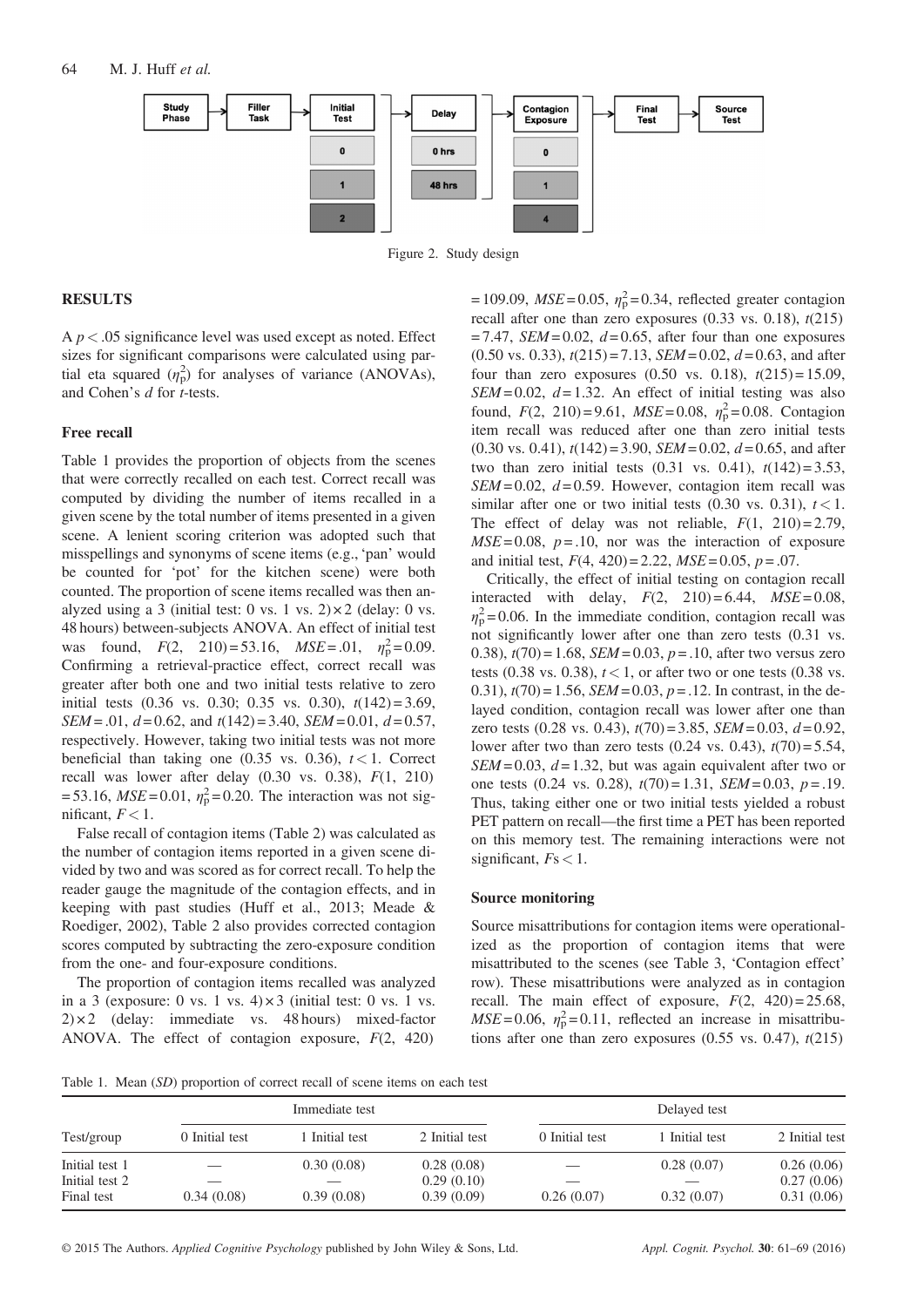Figure 2. Study design

## RESULTS

A $p < .05$ significance level was used except as noted. Effect sizes for significant comparisons were calculated using partial eta squared ($\eta_p^2$) for analyses of variance (ANOVAs), and Cohen's $d$ for $t$-tests.

### Free recall

Table 1 provides the proportion of objects from the scenes that were correctly recalled on each test. Correct recall was computed by dividing the number of items recalled in a given scene by the total number of items presented in a given scene. A lenient scoring criterion was adopted such that misspellings and synonyms of scene items (e.g., 'pan' would be counted for 'pot' for the kitchen scene) were both counted. The proportion of scene items recalled was then analyzed using a 3 (initial test: 0 vs. 1 vs. 2) × 2 (delay: 0 vs. 48 hours) between-subjects ANOVA. An effect of initial test was found, $F(2, 210) = 53.16$, $MSE = .01$, $\eta_p^2 = 0.09$. Confirming a retrieval-practice effect, correct recall was greater after both one and two initial tests relative to zero initial tests (0.36 vs. 0.30; 0.35 vs. 0.30), $t(142) = 3.69$, $SEM = .01$, $d = 0.62$, and $t(142) = 3.40$, $SEM = 0.01$, $d = 0.57$, respectively. However, taking two initial tests was not more beneficial than taking one (0.35 vs. 0.36), $t < 1$. Correct recall was lower after delay (0.30 vs. 0.38), $F(1, 210) = 53.16$, $MSE = 0.01$, $\eta_p^2 = 0.20$. The interaction was not significant, $F < 1$.

False recall of contagion items (Table 2) was calculated as the number of contagion items reported in a given scene divided by two and was scored as for correct recall. To help the reader gauge the magnitude of the contagion effects, and in keeping with past studies (Huff et al., 2013; Meade & Roediger, 2002), Table 2 also provides corrected contagion scores computed by subtracting the zero-exposure condition from the one- and four-exposure conditions.

The proportion of contagion items recalled was analyzed in a 3 (exposure: 0 vs. 1 vs. 4) × 3 (initial test: 0 vs. 1 vs. 2) × 2 (delay: immediate vs. 48 hours) mixed-factor ANOVA. The effect of contagion exposure, $F(2, 420) = 109.09$, $MSE = 0.05$, $\eta_p^2 = 0.34$, reflected greater contagion recall after one than zero exposures (0.33 vs. 0.18), $t(215) = 7.47$, $SEM = 0.02$, $d = 0.65$, after four than one exposures (0.50 vs. 0.33), $t(215) = 7.13$, $SEM = 0.02$, $d = 0.63$, and after four than zero exposures (0.50 vs. 0.18), $t(215) = 15.09$, $SEM = 0.02$, $d = 1.32$. An effect of initial testing was also found, $F(2, 210) = 9.61$, $MSE = 0.08$, $\eta_p^2 = 0.08$. Contagion item recall was reduced after one than zero initial tests (0.30 vs. 0.41), $t(142) = 3.90$, $SEM = 0.02$, $d = 0.65$, and after two than zero initial tests (0.31 vs. 0.41), $t(142) = 3.53$, $SEM = 0.02$, $d = 0.59$. However, contagion item recall was similar after one or two initial tests (0.30 vs. 0.31), $t < 1$. The effect of delay was not reliable, $F(1, 210) = 2.79$, $MSE = 0.08$, $p = .10$, nor was the interaction of exposure and initial test, $F(4, 420) = 2.22$, $MSE = 0.05$, $p = .07$.

Critically, the effect of initial testing on contagion recall interacted with delay, $F(2, 210) = 6.44$, $MSE = 0.08$, $\eta_p^2 = 0.06$. In the immediate condition, contagion recall was not significantly lower after one than zero tests (0.31 vs. 0.38), $t(70) = 1.68$, $SEM = 0.03$, $p = .10$, after two versus zero tests (0.38 vs. 0.38), $t < 1$, or after two or one tests (0.38 vs. 0.31), $t(70) = 1.56$, $SEM = 0.03$, $p = .12$. In contrast, in the delayed condition, contagion recall was lower after one than zero tests (0.28 vs. 0.43), $t(70) = 3.85$, $SEM = 0.03$, $d = 0.92$, lower after two than zero tests (0.24 vs. 0.43), $t(70) = 5.54$, $SEM = 0.03$, $d = 1.32$, but was again equivalent after two or one tests (0.24 vs. 0.28), $t(70) = 1.31$, $SEM = 0.03$, $p = .19$. Thus, taking either one or two initial tests yielded a robust PET pattern on recall—the first time a PET has been reported on this memory test. The remaining interactions were not significant, $Fs < 1$.

### Source monitoring

Source misattributions for contagion items were operationalized as the proportion of contagion items that were misattributed to the scenes (see Table 3, 'Contagion effect' row). These misattributions were analyzed as in contagion recall. The main effect of exposure, $F(2, 420) = 25.68$, $MSE = 0.06$, $\eta_p^2 = 0.11$, reflected an increase in misattributions after one than zero exposures (0.55 vs. 0.47), $t(215)$

Table 1. Mean (*SD*) proportion of correct recall of scene items on each test

| Test/group | Immediate test | | | Delayed test | | |
|---|---|---|---|---|---|---|
| | 0 Initial test | 1 Initial test | 2 Initial test | 0 Initial test | 1 Initial test | 2 Initial test |
| Initial test 1 | — | 0.30 (0.08) | 0.28 (0.08) | — | 0.28 (0.07) | 0.26 (0.06) |
| Initial test 2 | — | — | 0.29 (0.10) | — | — | 0.27 (0.06) |
| Final test | 0.34 (0.08) | 0.39 (0.08) | 0.39 (0.09) | 0.26 (0.07) | 0.32 (0.07) | 0.31 (0.06) |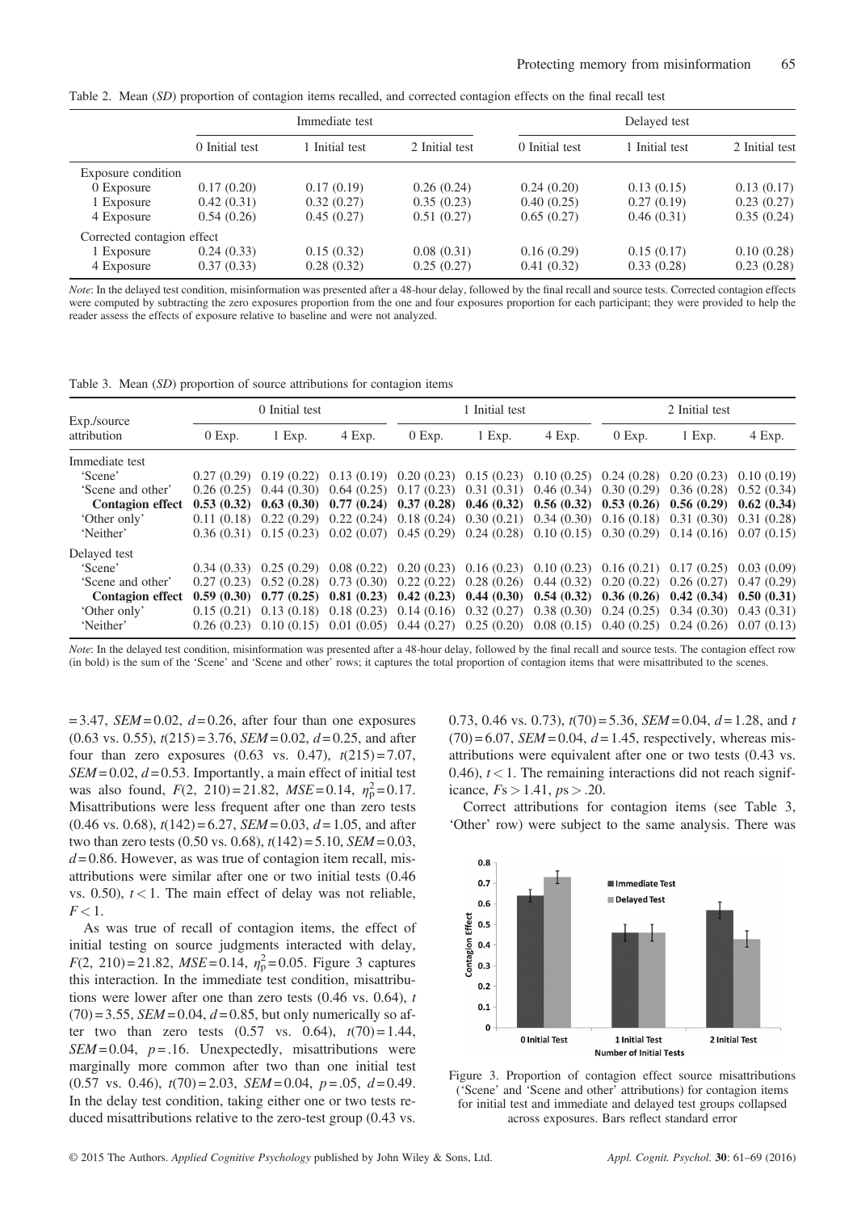Table 2. Mean (*SD*) proportion of contagion items recalled, and corrected contagion effects on the final recall test

| | Immediate test | | | Delayed test | | |
|---|---|---|---|---|---|---|
| | 0 Initial test | 1 Initial test | 2 Initial test | 0 Initial test | 1 Initial test | 2 Initial test |
| Exposure condition | | | | | | |
| 0 Exposure | 0.17 (0.20) | 0.17 (0.19) | 0.26 (0.24) | 0.24 (0.20) | 0.13 (0.15) | 0.13 (0.17) |
| 1 Exposure | 0.42 (0.31) | 0.32 (0.27) | 0.35 (0.23) | 0.40 (0.25) | 0.27 (0.19) | 0.23 (0.27) |
| 4 Exposure | 0.54 (0.26) | 0.45 (0.27) | 0.51 (0.27) | 0.65 (0.27) | 0.46 (0.31) | 0.35 (0.24) |
| Corrected contagion effect | | | | | | |
| 1 Exposure | 0.24 (0.33) | 0.15 (0.32) | 0.08 (0.31) | 0.16 (0.29) | 0.15 (0.17) | 0.10 (0.28) |
| 4 Exposure | 0.37 (0.33) | 0.28 (0.32) | 0.25 (0.27) | 0.41 (0.32) | 0.33 (0.28) | 0.23 (0.28) |

*Note*: In the delayed test condition, misinformation was presented after a 48-hour delay, followed by the final recall and source tests. Corrected contagion effects were computed by subtracting the zero exposures proportion from the one and four exposures proportion for each participant; they were provided to help the reader assess the effects of exposure relative to baseline and were not analyzed.

Table 3. Mean (*SD*) proportion of source attributions for contagion items

| Exp./source attribution | 0 Initial test | | | 1 Initial test | | | 2 Initial test | | |
|---|---|---|---|---|---|---|---|---|---|
| | 0 Exp. | 1 Exp. | 4 Exp. | 0 Exp. | 1 Exp. | 4 Exp. | 0 Exp. | 1 Exp. | 4 Exp. |
| Immediate test | | | | | | | | | |
| 'Scene' | 0.27 (0.29) | 0.19 (0.22) | 0.13 (0.19) | 0.20 (0.23) | 0.15 (0.23) | 0.10 (0.25) | 0.24 (0.28) | 0.20 (0.23) | 0.10 (0.19) |
| 'Scene and other' | 0.26 (0.25) | 0.44 (0.30) | 0.64 (0.25) | 0.17 (0.23) | 0.31 (0.31) | 0.46 (0.34) | 0.30 (0.29) | 0.36 (0.28) | 0.52 (0.34) |
| **Contagion effect** | **0.53 (0.32)** | **0.63 (0.30)** | **0.77 (0.24)** | **0.37 (0.28)** | **0.46 (0.32)** | **0.56 (0.32)** | **0.53 (0.26)** | **0.56 (0.29)** | **0.62 (0.34)** |
| 'Other only' | 0.11 (0.18) | 0.22 (0.29) | 0.22 (0.24) | 0.18 (0.24) | 0.30 (0.21) | 0.34 (0.30) | 0.16 (0.18) | 0.31 (0.30) | 0.31 (0.28) |
| 'Neither' | 0.36 (0.31) | 0.15 (0.23) | 0.02 (0.07) | 0.45 (0.29) | 0.24 (0.28) | 0.10 (0.15) | 0.30 (0.29) | 0.14 (0.16) | 0.07 (0.15) |
| Delayed test | | | | | | | | | |
| 'Scene' | 0.34 (0.33) | 0.25 (0.29) | 0.08 (0.22) | 0.20 (0.23) | 0.16 (0.23) | 0.10 (0.23) | 0.16 (0.21) | 0.17 (0.25) | 0.03 (0.09) |
| 'Scene and other' | 0.27 (0.23) | 0.52 (0.28) | 0.73 (0.30) | 0.22 (0.22) | 0.28 (0.26) | 0.44 (0.32) | 0.20 (0.22) | 0.26 (0.27) | 0.47 (0.29) |
| **Contagion effect** | **0.59 (0.30)** | **0.77 (0.25)** | **0.81 (0.23)** | **0.42 (0.23)** | **0.44 (0.30)** | **0.54 (0.32)** | **0.36 (0.26)** | **0.42 (0.34)** | **0.50 (0.31)** |
| 'Other only' | 0.15 (0.21) | 0.13 (0.18) | 0.18 (0.23) | 0.14 (0.16) | 0.32 (0.27) | 0.38 (0.30) | 0.24 (0.25) | 0.34 (0.30) | 0.43 (0.31) |
| 'Neither' | 0.26 (0.23) | 0.10 (0.15) | 0.01 (0.05) | 0.44 (0.27) | 0.25 (0.20) | 0.08 (0.15) | 0.40 (0.25) | 0.24 (0.26) | 0.07 (0.13) |

*Note*: In the delayed test condition, misinformation was presented after a 48-hour delay, followed by the final recall and source tests. The contagion effect row (in bold) is the sum of the 'Scene' and 'Scene and other' rows; it captures the total proportion of contagion items that were misattributed to the scenes.

$= 3.47$, $SEM = 0.02$, $d = 0.26$, after four than one exposures (0.63 vs. 0.55), $t(215) = 3.76$, $SEM = 0.02$, $d = 0.25$, and after four than zero exposures (0.63 vs. 0.47), $t(215) = 7.07$, $SEM = 0.02$, $d = 0.53$. Importantly, a main effect of initial test was also found, $F(2, 210) = 21.82$, $MSE = 0.14$, $\eta_p^2 = 0.17$. Misattributions were less frequent after one than zero tests (0.46 vs. 0.68), $t(142) = 6.27$, $SEM = 0.03$, $d = 1.05$, and after two than zero tests (0.50 vs. 0.68), $t(142) = 5.10$, $SEM = 0.03$, $d = 0.86$. However, as was true of contagion item recall, misattributions were similar after one or two initial tests (0.46 vs. 0.50), $t < 1$. The main effect of delay was not reliable, $F < 1$.

As was true of recall of contagion items, the effect of initial testing on source judgments interacted with delay, $F(2, 210) = 21.82$, $MSE = 0.14$, $\eta_p^2 = 0.05$. Figure 3 captures this interaction. In the immediate test condition, misattributions were lower after one than zero tests (0.46 vs. 0.64), $t(70) = 3.55$, $SEM = 0.04$, $d = 0.85$, but only numerically so after two than zero tests (0.57 vs. 0.64), $t(70) = 1.44$, $SEM = 0.04$, $p = .16$. Unexpectedly, misattributions were marginally more common after two than one initial test (0.57 vs. 0.46), $t(70) = 2.03$, $SEM = 0.04$, $p = .05$, $d = 0.49$. In the delay test condition, taking either one or two tests reduced misattributions relative to the zero-test group (0.43 vs. 0.73, 0.46 vs. 0.73), $t(70) = 5.36$, $SEM = 0.04$, $d = 1.28$, and $t(70) = 6.07$, $SEM = 0.04$, $d = 1.45$, respectively, whereas misattributions were equivalent after one or two tests (0.43 vs. 0.46), $t < 1$. The remaining interactions did not reach significance, $Fs > 1.41$, $ps > .20$.

Correct attributions for contagion items (see Table 3, 'Other' row) were subject to the same analysis. There was

Figure 3. Proportion of contagion effect source misattributions ('Scene' and 'Scene and other' attributions) for contagion items for initial test and immediate and delayed test groups collapsed across exposures. Bars reflect standard error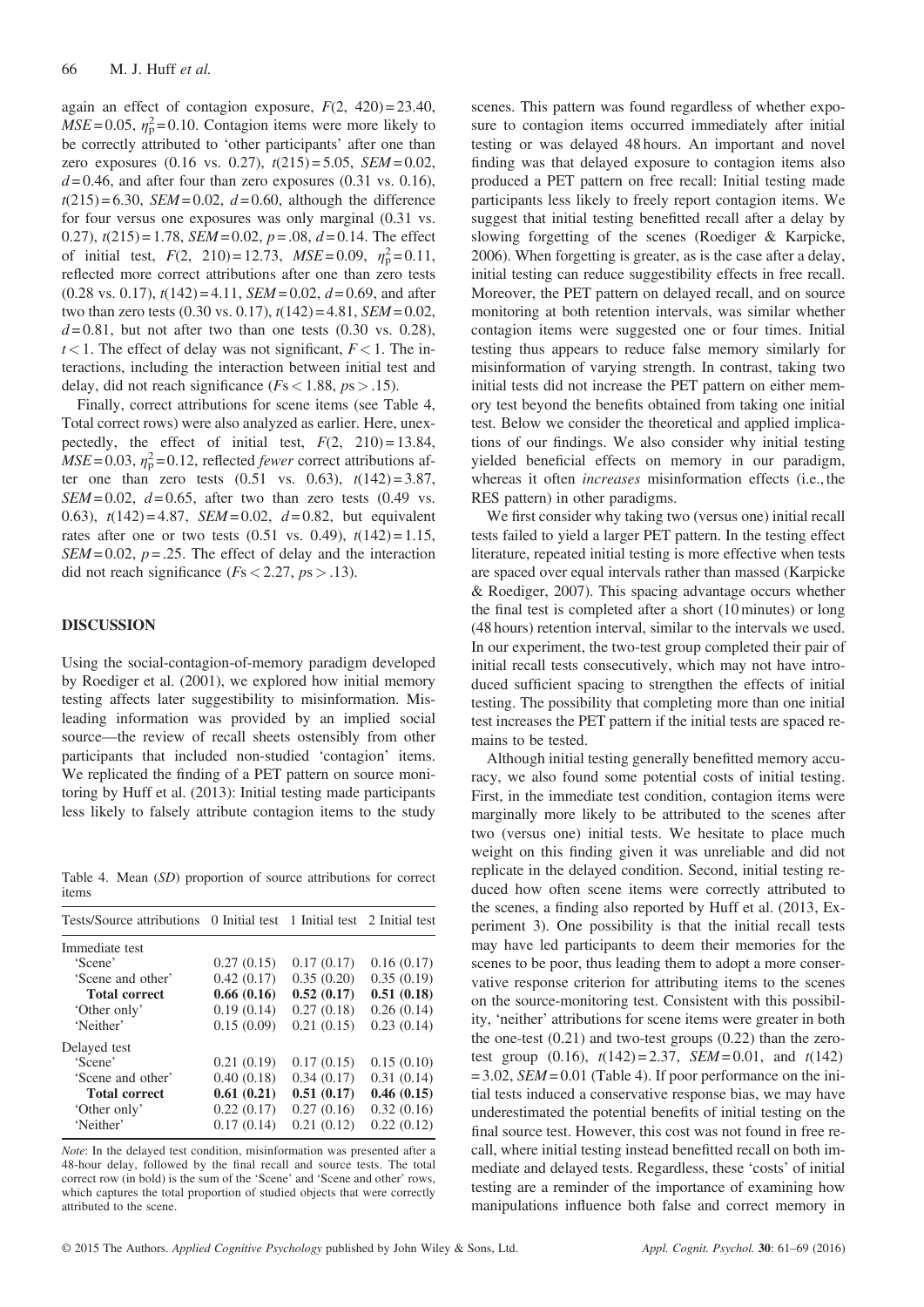again an effect of contagion exposure, $F(2, 420) = 23.40$, $MSE = 0.05$, $\eta_p^2 = 0.10$. Contagion items were more likely to be correctly attributed to 'other participants' after one than zero exposures (0.16 vs. 0.27), $t(215) = 5.05$, $SEM = 0.02$, $d = 0.46$, and after four than zero exposures (0.31 vs. 0.16), $t(215) = 6.30$, $SEM = 0.02$, $d = 0.60$, although the difference for four versus one exposures was only marginal (0.31 vs. 0.27), $t(215) = 1.78$, $SEM = 0.02$, $p = .08$, $d = 0.14$. The effect of initial test, $F(2, 210) = 12.73$, $MSE = 0.09$, $\eta_p^2 = 0.11$, reflected more correct attributions after one than zero tests (0.28 vs. 0.17), $t(142) = 4.11$, $SEM = 0.02$, $d = 0.69$, and after two than zero tests (0.30 vs. 0.17), $t(142) = 4.81$, $SEM = 0.02$, $d = 0.81$, but not after two than one tests (0.30 vs. 0.28), $t < 1$. The effect of delay was not significant, $F < 1$. The interactions, including the interaction between initial test and delay, did not reach significance ($Fs < 1.88$, $ps > .15$).

Finally, correct attributions for scene items (see Table 4, Total correct rows) were also analyzed as earlier. Here, unexpectedly, the effect of initial test, $F(2, 210) = 13.84$, $MSE = 0.03$, $\eta_p^2 = 0.12$, reflected *fewer* correct attributions after one than zero tests (0.51 vs. 0.63), $t(142) = 3.87$, $SEM = 0.02$, $d = 0.65$, after two than zero tests (0.49 vs. 0.63), $t(142) = 4.87$, $SEM = 0.02$, $d = 0.82$, but equivalent rates after one or two tests (0.51 vs. 0.49), $t(142) = 1.15$, $SEM = 0.02$, $p = .25$. The effect of delay and the interaction did not reach significance ($Fs < 2.27$, $ps > .13$).

## DISCUSSION

Using the social-contagion-of-memory paradigm developed by Roediger et al. (2001), we explored how initial memory testing affects later suggestibility to misinformation. Misleading information was provided by an implied social source—the review of recall sheets ostensibly from other participants that included non-studied 'contagion' items. We replicated the finding of a PET pattern on source monitoring by Huff et al. (2013): Initial testing made participants less likely to falsely attribute contagion items to the study scenes. This pattern was found regardless of whether exposure to contagion items occurred immediately after initial testing or was delayed 48 hours. An important and novel finding was that delayed exposure to contagion items also produced a PET pattern on free recall: Initial testing made participants less likely to freely report contagion items. We suggest that initial testing benefitted recall after a delay by slowing forgetting of the scenes (Roediger & Karpicke, 2006). When forgetting is greater, as is the case after a delay, initial testing can reduce suggestibility effects in free recall. Moreover, the PET pattern on delayed recall, and on source monitoring at both retention intervals, was similar whether contagion items were suggested one or four times. Initial testing thus appears to reduce false memory similarly for misinformation of varying strength. In contrast, taking two initial tests did not increase the PET pattern on either memory test beyond the benefits obtained from taking one initial test. Below we consider the theoretical and applied implications of our findings. We also consider why initial testing yielded beneficial effects on memory in our paradigm, whereas it often *increases* misinformation effects (i.e., the RES pattern) in other paradigms.

We first consider why taking two (versus one) initial recall tests failed to yield a larger PET pattern. In the testing effect literature, repeated initial testing is more effective when tests are spaced over equal intervals rather than massed (Karpicke & Roediger, 2007). This spacing advantage occurs whether the final test is completed after a short (10 minutes) or long (48 hours) retention interval, similar to the intervals we used. In our experiment, the two-test group completed their pair of initial recall tests consecutively, which may not have introduced sufficient spacing to strengthen the effects of initial testing. The possibility that completing more than one initial test increases the PET pattern if the initial tests are spaced remains to be tested.

Although initial testing generally benefitted memory accuracy, we also found some potential costs of initial testing. First, in the immediate test condition, contagion items were marginally more likely to be attributed to the scenes after two (versus one) initial tests. We hesitate to place much weight on this finding given it was unreliable and did not replicate in the delayed condition. Second, initial testing reduced how often scene items were correctly attributed to the scenes, a finding also reported by Huff et al. (2013, Experiment 3). One possibility is that the initial recall tests may have led participants to deem their memories for the scenes to be poor, thus leading them to adopt a more conservative response criterion for attributing items to the scenes on the source-monitoring test. Consistent with this possibility, 'neither' attributions for scene items were greater in both the one-test (0.21) and two-test groups (0.22) than the zero-test group (0.16), $t(142) = 2.37$, $SEM = 0.01$, and $t(142) = 3.02$, $SEM = 0.01$ (Table 4). If poor performance on the initial tests induced a conservative response bias, we may have underestimated the potential benefits of initial testing on the final source test. However, this cost was not found in free recall, where initial testing instead benefitted recall on both immediate and delayed tests. Regardless, these 'costs' of initial testing are a reminder of the importance of examining how manipulations influence both false and correct memory in

Table 4. Mean (*SD*) proportion of source attributions for correct items

| Tests/Source attributions | 0 Initial test | 1 Initial test | 2 Initial test |
|---|---|---|---|
| Immediate test | | | |
| 'Scene' | 0.27 (0.15) | 0.17 (0.17) | 0.16 (0.17) |
| 'Scene and other' | 0.42 (0.17) | 0.35 (0.20) | 0.35 (0.19) |
| **Total correct** | **0.66 (0.16)** | **0.52 (0.17)** | **0.51 (0.18)** |
| 'Other only' | 0.19 (0.14) | 0.27 (0.18) | 0.26 (0.14) |
| 'Neither' | 0.15 (0.09) | 0.21 (0.15) | 0.23 (0.14) |
| Delayed test | | | |
| 'Scene' | 0.21 (0.19) | 0.17 (0.15) | 0.15 (0.10) |
| 'Scene and other' | 0.40 (0.18) | 0.34 (0.17) | 0.31 (0.14) |
| **Total correct** | **0.61 (0.21)** | **0.51 (0.17)** | **0.46 (0.15)** |
| 'Other only' | 0.22 (0.17) | 0.27 (0.16) | 0.32 (0.16) |
| 'Neither' | 0.17 (0.14) | 0.21 (0.12) | 0.22 (0.12) |

*Note*: In the delayed test condition, misinformation was presented after a 48-hour delay, followed by the final recall and source tests. The total correct row (in bold) is the sum of the 'Scene' and 'Scene and other' rows, which captures the total proportion of studied objects that were correctly attributed to the scene.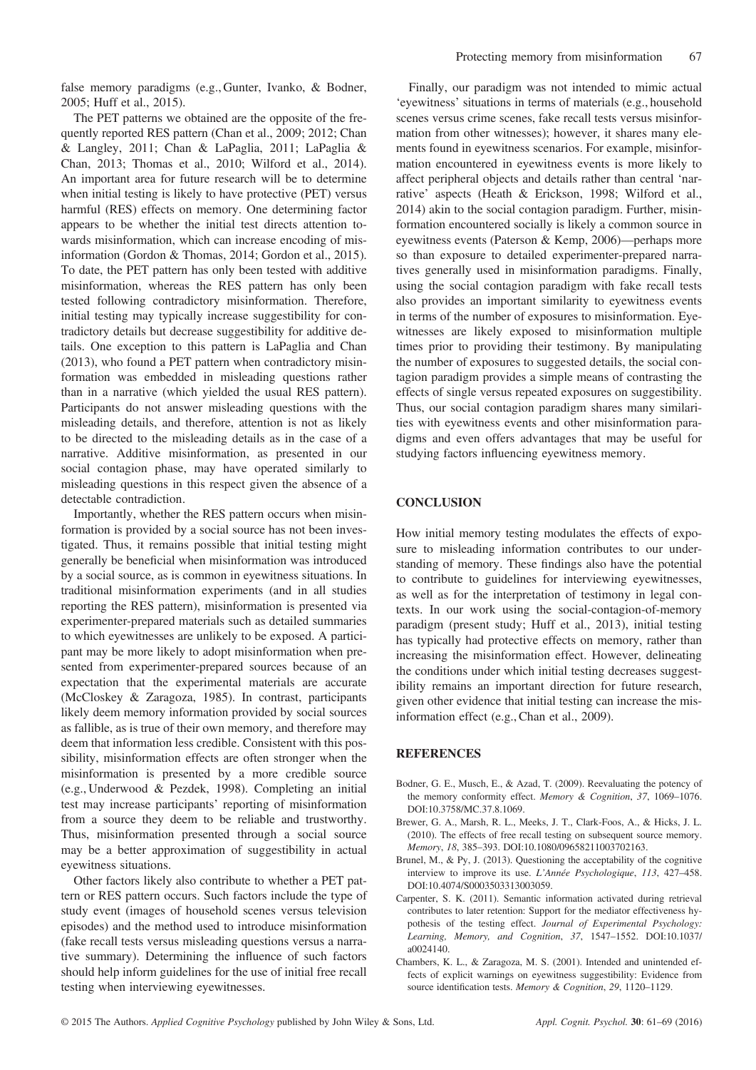false memory paradigms (e.g., Gunter, Ivanko, & Bodner, 2005; Huff et al., 2015).

The PET patterns we obtained are the opposite of the frequently reported RES pattern (Chan et al., 2009; 2012; Chan & Langley, 2011; Chan & LaPaglia, 2011; LaPaglia & Chan, 2013; Thomas et al., 2010; Wilford et al., 2014). An important area for future research will be to determine when initial testing is likely to have protective (PET) versus harmful (RES) effects on memory. One determining factor appears to be whether the initial test directs attention towards misinformation, which can increase encoding of misinformation (Gordon & Thomas, 2014; Gordon et al., 2015). To date, the PET pattern has only been tested with additive misinformation, whereas the RES pattern has only been tested following contradictory misinformation. Therefore, initial testing may typically increase suggestibility for contradictory details but decrease suggestibility for additive details. One exception to this pattern is LaPaglia and Chan (2013), who found a PET pattern when contradictory misinformation was embedded in misleading questions rather than in a narrative (which yielded the usual RES pattern). Participants do not answer misleading questions with the misleading details, and therefore, attention is not as likely to be directed to the misleading details as in the case of a narrative. Additive misinformation, as presented in our social contagion phase, may have operated similarly to misleading questions in this respect given the absence of a detectable contradiction.

Importantly, whether the RES pattern occurs when misinformation is provided by a social source has not been investigated. Thus, it remains possible that initial testing might generally be beneficial when misinformation was introduced by a social source, as is common in eyewitness situations. In traditional misinformation experiments (and in all studies reporting the RES pattern), misinformation is presented via experimenter-prepared materials such as detailed summaries to which eyewitnesses are unlikely to be exposed. A participant may be more likely to adopt misinformation when presented from experimenter-prepared sources because of an expectation that the experimental materials are accurate (McCloskey & Zaragoza, 1985). In contrast, participants likely deem memory information provided by social sources as fallible, as is true of their own memory, and therefore may deem that information less credible. Consistent with this possibility, misinformation effects are often stronger when the misinformation is presented by a more credible source (e.g., Underwood & Pezdek, 1998). Completing an initial test may increase participants' reporting of misinformation from a source they deem to be reliable and trustworthy. Thus, misinformation presented through a social source may be a better approximation of suggestibility in actual eyewitness situations.

Other factors likely also contribute to whether a PET pattern or RES pattern occurs. Such factors include the type of study event (images of household scenes versus television episodes) and the method used to introduce misinformation (fake recall tests versus misleading questions versus a narrative summary). Determining the influence of such factors should help inform guidelines for the use of initial free recall testing when interviewing eyewitnesses.

Finally, our paradigm was not intended to mimic actual 'eyewitness' situations in terms of materials (e.g., household scenes versus crime scenes, fake recall tests versus misinformation from other witnesses); however, it shares many elements found in eyewitness scenarios. For example, misinformation encountered in eyewitness events is more likely to affect peripheral objects and details rather than central 'narrative' aspects (Heath & Erickson, 1998; Wilford et al., 2014) akin to the social contagion paradigm. Further, misinformation encountered socially is likely a common source in eyewitness events (Paterson & Kemp, 2006)—perhaps more so than exposure to detailed experimenter-prepared narratives generally used in misinformation paradigms. Finally, using the social contagion paradigm with fake recall tests also provides an important similarity to eyewitness events in terms of the number of exposures to misinformation. Eyewitnesses are likely exposed to misinformation multiple times prior to providing their testimony. By manipulating the number of exposures to suggested details, the social contagion paradigm provides a simple means of contrasting the effects of single versus repeated exposures on suggestibility. Thus, our social contagion paradigm shares many similarities with eyewitness events and other misinformation paradigms and even offers advantages that may be useful for studying factors influencing eyewitness memory.

## CONCLUSION

How initial memory testing modulates the effects of exposure to misleading information contributes to our understanding of memory. These findings also have the potential to contribute to guidelines for interviewing eyewitnesses, as well as for the interpretation of testimony in legal contexts. In our work using the social-contagion-of-memory paradigm (present study; Huff et al., 2013), initial testing has typically had protective effects on memory, rather than increasing the misinformation effect. However, delineating the conditions under which initial testing decreases suggestibility remains an important direction for future research, given other evidence that initial testing can increase the misinformation effect (e.g., Chan et al., 2009).

## REFERENCES

Bodner, G. E., Musch, E., & Azad, T. (2009). Reevaluating the potency of the memory conformity effect. *Memory & Cognition*, *37*, 1069–1076. DOI:10.3758/MC.37.8.1069.

Brewer, G. A., Marsh, R. L., Meeks, J. T., Clark-Foos, A., & Hicks, J. L. (2010). The effects of free recall testing on subsequent source memory. *Memory*, *18*, 385–393. DOI:10.1080/09658211003702163.

Brunel, M., & Py, J. (2013). Questioning the acceptability of the cognitive interview to improve its use. *L'Année Psychologique*, *113*, 427–458. DOI:10.4074/S0003503313003059.

Carpenter, S. K. (2011). Semantic information activated during retrieval contributes to later retention: Support for the mediator effectiveness hypothesis of the testing effect. *Journal of Experimental Psychology: Learning, Memory, and Cognition*, *37*, 1547–1552. DOI:10.1037/a0024140.

Chambers, K. L., & Zaragoza, M. S. (2001). Intended and unintended effects of explicit warnings on eyewitness suggestibility: Evidence from source identification tests. *Memory & Cognition*, *29*, 1120–1129.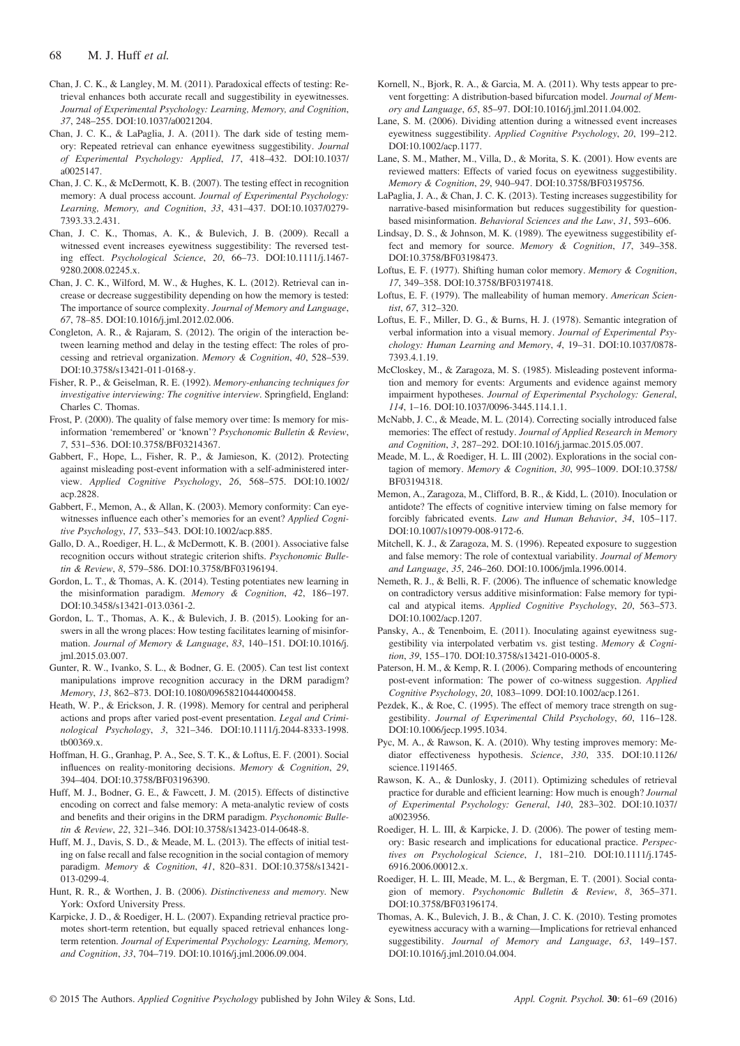Chan, J. C. K., & Langley, M. M. (2011). Paradoxical effects of testing: Retrieval enhances both accurate recall and suggestibility in eyewitnesses. *Journal of Experimental Psychology: Learning, Memory, and Cognition*, *37*, 248–255. DOI:10.1037/a0021204.

Chan, J. C. K., & LaPaglia, J. A. (2011). The dark side of testing memory: Repeated retrieval can enhance eyewitness suggestibility. *Journal of Experimental Psychology: Applied*, *17*, 418–432. DOI:10.1037/a0025147.

Chan, J. C. K., & McDermott, K. B. (2007). The testing effect in recognition memory: A dual process account. *Journal of Experimental Psychology: Learning, Memory, and Cognition*, *33*, 431–437. DOI:10.1037/0279-7393.33.2.431.

Chan, J. C. K., Thomas, A. K., & Bulevich, J. B. (2009). Recall a witnessed event increases eyewitness suggestibility: The reversed testing effect. *Psychological Science*, *20*, 66–73. DOI:10.1111/j.1467-9280.2008.02245.x.

Chan, J. C. K., Wilford, M. W., & Hughes, K. L. (2012). Retrieval can increase or decrease suggestibility depending on how the memory is tested: The importance of source complexity. *Journal of Memory and Language*, *67*, 78–85. DOI:10.1016/j.jml.2012.02.006.

Congleton, A. R., & Rajaram, S. (2012). The origin of the interaction between learning method and delay in the testing effect: The roles of processing and retrieval organization. *Memory & Cognition*, *40*, 528–539. DOI:10.3758/s13421-011-0168-y.

Fisher, R. P., & Geiselman, R. E. (1992). *Memory-enhancing techniques for investigative interviewing: The cognitive interview*. Springfield, England: Charles C. Thomas.

Frost, P. (2000). The quality of false memory over time: Is memory for misinformation 'remembered' or 'known'? *Psychonomic Bulletin & Review*, *7*, 531–536. DOI:10.3758/BF03214367.

Gabbert, F., Hope, L., Fisher, R. P., & Jamieson, K. (2012). Protecting against misleading post-event information with a self-administered interview. *Applied Cognitive Psychology*, *26*, 568–575. DOI:10.1002/acp.2828.

Gabbert, F., Memon, A., & Allan, K. (2003). Memory conformity: Can eyewitnesses influence each other's memories for an event? *Applied Cognitive Psychology*, *17*, 533–543. DOI:10.1002/acp.885.

Gallo, D. A., Roediger, H. L., & McDermott, K. B. (2001). Associative false recognition occurs without strategic criterion shifts. *Psychonomic Bulletin & Review*, *8*, 579–586. DOI:10.3758/BF03196194.

Gordon, L. T., & Thomas, A. K. (2014). Testing potentiates new learning in the misinformation paradigm. *Memory & Cognition*, *42*, 186–197. DOI:10.3458/s13421-013.0361-2.

Gordon, L. T., Thomas, A. K., & Bulevich, J. B. (2015). Looking for answers in all the wrong places: How testing facilitates learning of misinformation. *Journal of Memory & Language*, *83*, 140–151. DOI:10.1016/j.jml.2015.03.007.

Gunter, R. W., Ivanko, S. L., & Bodner, G. E. (2005). Can test list context manipulations improve recognition accuracy in the DRM paradigm? *Memory*, *13*, 862–873. DOI:10.1080/09658210444000458.

Heath, W. P., & Erickson, J. R. (1998). Memory for central and peripheral actions and props after varied post-event presentation. *Legal and Criminological Psychology*, *3*, 321–346. DOI:10.1111/j.2044-8333-1998.tb00369.x.

Hoffman, H. G., Granhag, P. A., See, S. T. K., & Loftus, E. F. (2001). Social influences on reality-monitoring decisions. *Memory & Cognition*, *29*, 394–404. DOI:10.3758/BF03196390.

Huff, M. J., Bodner, G. E., & Fawcett, J. M. (2015). Effects of distinctive encoding on correct and false memory: A meta-analytic review of costs and benefits and their origins in the DRM paradigm. *Psychonomic Bulletin & Review*, *22*, 321–346. DOI:10.3758/s13423-014-0648-8.

Huff, M. J., Davis, S. D., & Meade, M. L. (2013). The effects of initial testing on false recall and false recognition in the social contagion of memory paradigm. *Memory & Cognition*, *41*, 820–831. DOI:10.3758/s13421-013-0299-4.

Hunt, R. R., & Worthen, J. B. (2006). *Distinctiveness and memory*. New York: Oxford University Press.

Karpicke, J. D., & Roediger, H. L. (2007). Expanding retrieval practice promotes short-term retention, but equally spaced retrieval enhances long-term retention. *Journal of Experimental Psychology: Learning, Memory, and Cognition*, *33*, 704–719. DOI:10.1016/j.jml.2006.09.004.

Kornell, N., Bjork, R. A., & Garcia, M. A. (2011). Why tests appear to prevent forgetting: A distribution-based bifurcation model. *Journal of Memory and Language*, *65*, 85–97. DOI:10.1016/j.jml.2011.04.002.

Lane, S. M. (2006). Dividing attention during a witnessed event increases eyewitness suggestibility. *Applied Cognitive Psychology*, *20*, 199–212. DOI:10.1002/acp.1177.

Lane, S. M., Mather, M., Villa, D., & Morita, S. K. (2001). How events are reviewed matters: Effects of varied focus on eyewitness suggestibility. *Memory & Cognition*, *29*, 940–947. DOI:10.3758/BF03195756.

LaPaglia, J. A., & Chan, J. C. K. (2013). Testing increases suggestibility for narrative-based misinformation but reduces suggestibility for question-based misinformation. *Behavioral Sciences and the Law*, *31*, 593–606.

Lindsay, D. S., & Johnson, M. K. (1989). The eyewitness suggestibility effect and memory for source. *Memory & Cognition*, *17*, 349–358. DOI:10.3758/BF03198473.

Loftus, E. F. (1977). Shifting human color memory. *Memory & Cognition*, *17*, 349–358. DOI:10.3758/BF03197418.

Loftus, E. F. (1979). The malleability of human memory. *American Scientist*, *67*, 312–320.

Loftus, E. F., Miller, D. G., & Burns, H. J. (1978). Semantic integration of verbal information into a visual memory. *Journal of Experimental Psychology: Human Learning and Memory*, *4*, 19–31. DOI:10.1037/0878-7393.4.1.19.

McCloskey, M., & Zaragoza, M. S. (1985). Misleading postevent information and memory for events: Arguments and evidence against memory impairment hypotheses. *Journal of Experimental Psychology: General*, *114*, 1–16. DOI:10.1037/0096-3445.114.1.1.

McNabb, J. C., & Meade, M. L. (2014). Correcting socially introduced false memories: The effect of restudy. *Journal of Applied Research in Memory and Cognition*, *3*, 287–292. DOI:10.1016/j.jarmac.2015.05.007.

Meade, M. L., & Roediger, H. L. III (2002). Explorations in the social contagion of memory. *Memory & Cognition*, *30*, 995–1009. DOI:10.3758/BF03194318.

Memon, A., Zaragoza, M., Clifford, B. R., & Kidd, L. (2010). Inoculation or antidote? The effects of cognitive interview timing on false memory for forcibly fabricated events. *Law and Human Behavior*, *34*, 105–117. DOI:10.1007/s10979-008-9172-6.

Mitchell, K. J., & Zaragoza, M. S. (1996). Repeated exposure to suggestion and false memory: The role of contextual variability. *Journal of Memory and Language*, *35*, 246–260. DOI:10.1006/jmla.1996.0014.

Nemeth, R. J., & Belli, R. F. (2006). The influence of schematic knowledge on contradictory versus additive misinformation: False memory for typical and atypical items. *Applied Cognitive Psychology*, *20*, 563–573. DOI:10.1002/acp.1207.

Pansky, A., & Tenenboim, E. (2011). Inoculating against eyewitness suggestibility via interpolated verbatim vs. gist testing. *Memory & Cognition*, *39*, 155–170. DOI:10.3758/s13421-010-0005-8.

Paterson, H. M., & Kemp, R. I. (2006). Comparing methods of encountering post-event information: The power of co-witness suggestion. *Applied Cognitive Psychology*, *20*, 1083–1099. DOI:10.1002/acp.1261.

Pezdek, K., & Roe, C. (1995). The effect of memory trace strength on suggestibility. *Journal of Experimental Child Psychology*, *60*, 116–128. DOI:10.1006/jecp.1995.1034.

Pyc, M. A., & Rawson, K. A. (2010). Why testing improves memory: Mediator effectiveness hypothesis. *Science*, *330*, 335. DOI:10.1126/science.1191465.

Rawson, K. A., & Dunlosky, J. (2011). Optimizing schedules of retrieval practice for durable and efficient learning: How much is enough? *Journal of Experimental Psychology: General*, *140*, 283–302. DOI:10.1037/a0023956.

Roediger, H. L. III, & Karpicke, J. D. (2006). The power of testing memory: Basic research and implications for educational practice. *Perspectives on Psychological Science*, *1*, 181–210. DOI:10.1111/j.1745-6916.2006.00012.x.

Roediger, H. L. III, Meade, M. L., & Bergman, E. T. (2001). Social contagion of memory. *Psychonomic Bulletin & Review*, *8*, 365–371. DOI:10.3758/BF03196174.

Thomas, A. K., Bulevich, J. B., & Chan, J. C. K. (2010). Testing promotes eyewitness accuracy with a warning—Implications for retrieval enhanced suggestibility. *Journal of Memory and Language*, *63*, 149–157. DOI:10.1016/j.jml.2010.04.004.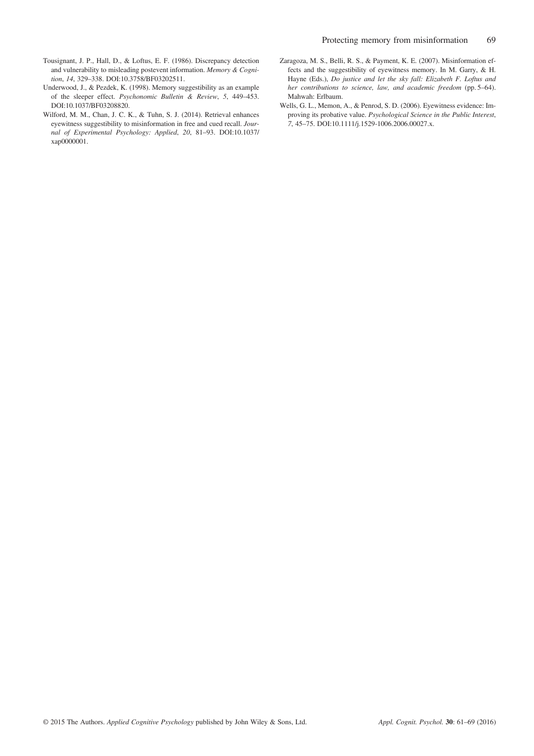Tousignant, J. P., Hall, D., & Loftus, E. F. (1986). Discrepancy detection and vulnerability to misleading postevent information. *Memory & Cognition*, *14*, 329–338. DOI:10.3758/BF03202511.

Underwood, J., & Pezdek, K. (1998). Memory suggestibility as an example of the sleeper effect. *Psychonomic Bulletin & Review*, *5*, 449–453. DOI:10.1037/BF03208820.

Wilford, M. M., Chan, J. C. K., & Tuhn, S. J. (2014). Retrieval enhances eyewitness suggestibility to misinformation in free and cued recall. *Journal of Experimental Psychology: Applied*, *20*, 81–93. DOI:10.1037/xap0000001.

Zaragoza, M. S., Belli, R. S., & Payment, K. E. (2007). Misinformation effects and the suggestibility of eyewitness memory. In M. Garry, & H. Hayne (Eds.), *Do justice and let the sky fall: Elizabeth F. Loftus and her contributions to science, law, and academic freedom* (pp. 5–64). Mahwah: Erlbaum.

Wells, G. L., Memon, A., & Penrod, S. D. (2006). Eyewitness evidence: Improving its probative value. *Psychological Science in the Public Interest*, *7*, 45–75. DOI:10.1111/j.1529-1006.2006.00027.x.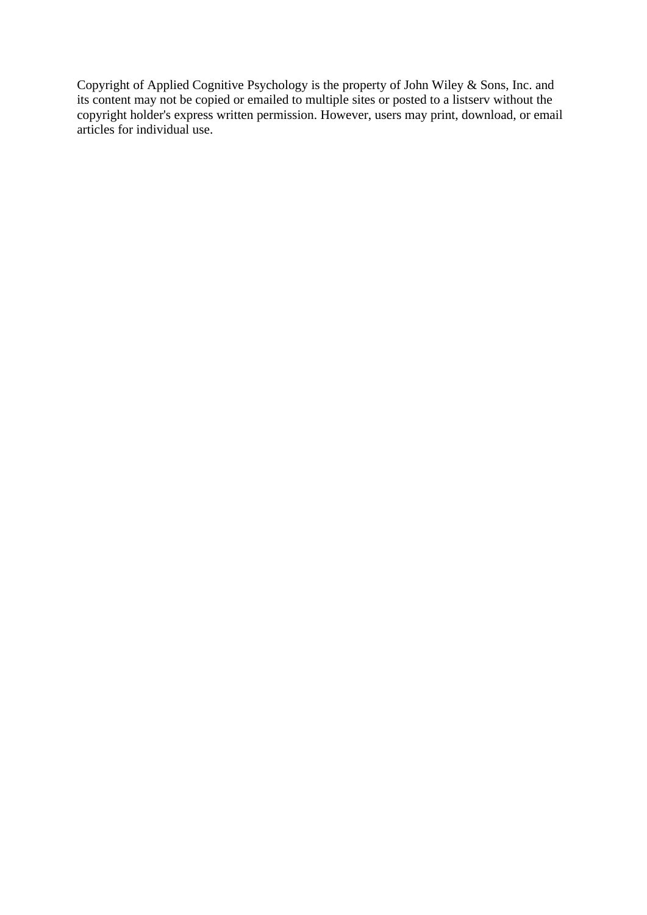Copyright of Applied Cognitive Psychology is the property of John Wiley & Sons, Inc. and its content may not be copied or emailed to multiple sites or posted to a listserv without the copyright holder's express written permission. However, users may print, download, or email articles for individual use.